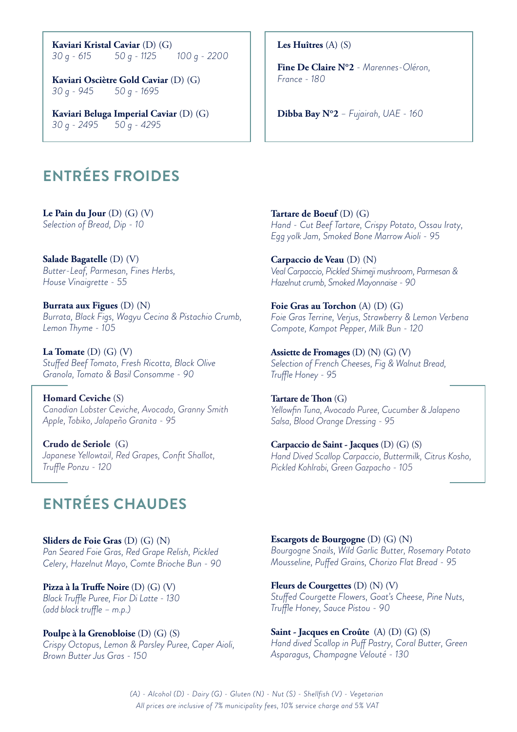**Kaviari Kristal Caviar** (D) (G)
*30 g - 615 50 g - 1125 100 g - 2200*

**Kaviari Osciètre Gold Caviar** (D) (G)
*30 g - 945 50 g - 1695*

**Kaviari Beluga Imperial Caviar** (D) (G)
*30 g - 2495 50 g - 4295*

**Les Huîtres** (A) (S)

**Fine De Claire N°2** - *Marennes-Oléron, France - 180*

**Dibba Bay N°2** – *Fujairah, UAE - 160*

## ENTRÉES FROIDES

**Le Pain du Jour** (D) (G) (V)
*Selection of Bread, Dip - 10*

**Salade Bagatelle** (D) (V)
*Butter-Leaf, Parmesan, Fines Herbs, House Vinaigrette - 55*

**Burrata aux Figues** (D) (N)
*Burrata, Black Figs, Wagyu Cecina & Pistachio Crumb, Lemon Thyme - 105*

**La Tomate** (D) (G) (V)
*Stuffed Beef Tomato, Fresh Ricotta, Black Olive Granola, Tomato & Basil Consomme - 90*

**Homard Ceviche** (S)
*Canadian Lobster Ceviche, Avocado, Granny Smith Apple, Tobiko, Jalapeño Granita - 95*

**Crudo de Seriole** (G)
*Japanese Yellowtail, Red Grapes, Confit Shallot, Truffle Ponzu - 120*

**Tartare de Boeuf** (D) (G)
*Hand - Cut Beef Tartare, Crispy Potato, Ossau Iraty, Egg yolk Jam, Smoked Bone Marrow Aioli - 95*

**Carpaccio de Veau** (D) (N)
*Veal Carpaccio, Pickled Shimeji mushroom, Parmesan & Hazelnut crumb, Smoked Mayonnaise - 90*

**Foie Gras au Torchon** (A) (D) (G)
*Foie Gras Terrine, Verjus, Strawberry & Lemon Verbena Compote, Kampot Pepper, Milk Bun - 120*

**Assiette de Fromages** (D) (N) (G) (V)
*Selection of French Cheeses, Fig & Walnut Bread, Truffle Honey - 95*

**Tartare de Thon** (G)
*Yellowfin Tuna, Avocado Puree, Cucumber & Jalapeno Salsa, Blood Orange Dressing - 95*

**Carpaccio de Saint - Jacques** (D) (G) (S)
*Hand Dived Scallop Carpaccio, Buttermilk, Citrus Kosho, Pickled Kohlrabi, Green Gazpacho - 105*

## ENTRÉES CHAUDES

**Sliders de Foie Gras** (D) (G) (N)
*Pan Seared Foie Gras, Red Grape Relish, Pickled Celery, Hazelnut Mayo, Comte Brioche Bun - 90*

**Pizza à la Truffe Noire** (D) (G) (V)
*Black Truffle Puree, Fior Di Latte - 130*
*(add black truffle – m.p.)*

**Poulpe à la Grenobloise** (D) (G) (S)
*Crispy Octopus, Lemon & Parsley Puree, Caper Aioli, Brown Butter Jus Gras - 150*

**Escargots de Bourgogne** (D) (G) (N)
*Bourgogne Snails, Wild Garlic Butter, Rosemary Potato Mousseline, Puffed Grains, Chorizo Flat Bread - 95*

**Fleurs de Courgettes** (D) (N) (V)
*Stuffed Courgette Flowers, Goat's Cheese, Pine Nuts, Truffle Honey, Sauce Pistou - 90*

**Saint - Jacques en Croûte** (A) (D) (G) (S)
*Hand dived Scallop in Puff Pastry, Coral Butter, Green Asparagus, Champagne Velouté - 130*

*(A) - Alcohol (D) - Dairy (G) - Gluten (N) - Nut (S) - Shellfish (V) - Vegetarian*
*All prices are inclusive of 7% municipality fees, 10% service charge and 5% VAT*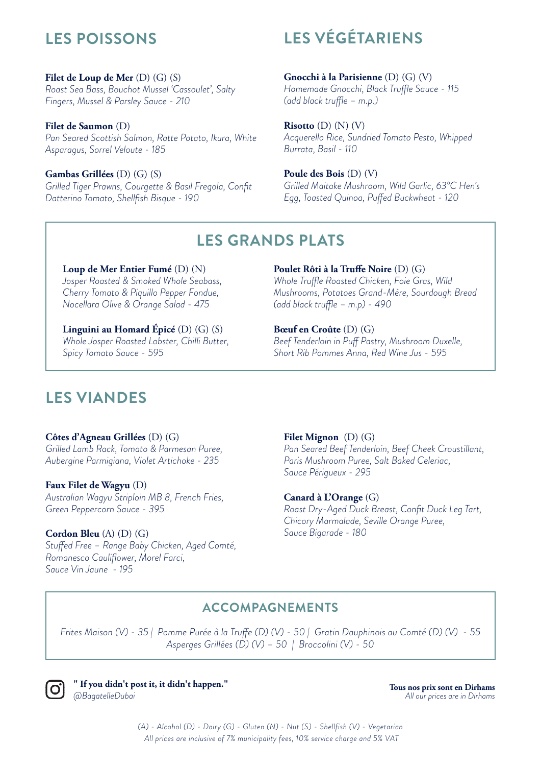## LES POISSONS

**Filet de Loup de Mer** (D) (G) (S)
*Roast Sea Bass, Bouchot Mussel 'Cassoulet', Salty Fingers, Mussel & Parsley Sauce - 210*

**Filet de Saumon** (D)
*Pan Seared Scottish Salmon, Ratte Potato, Ikura, White Asparagus, Sorrel Veloute - 185*

**Gambas Grillées** (D) (G) (S)
*Grilled Tiger Prawns, Courgette & Basil Fregola, Confit Datterino Tomato, Shellfish Bisque - 190*

## LES VÉGÉTARIENS

**Gnocchi à la Parisienne** (D) (G) (V)
*Homemade Gnocchi, Black Truffle Sauce - 115 (add black truffle – m.p.)*

**Risotto** (D) (N) (V)
*Acquerello Rice, Sundried Tomato Pesto, Whipped Burrata, Basil - 110*

**Poule des Bois** (D) (V)
*Grilled Maitake Mushroom, Wild Garlic, 63°C Hen's Egg, Toasted Quinoa, Puffed Buckwheat - 120*

## LES GRANDS PLATS

**Loup de Mer Entier Fumé** (D) (N)
*Josper Roasted & Smoked Whole Seabass, Cherry Tomato & Piquillo Pepper Fondue, Nocellara Olive & Orange Salad - 475*

**Linguini au Homard Épicé** (D) (G) (S)
*Whole Josper Roasted Lobster, Chilli Butter, Spicy Tomato Sauce - 595*

**Poulet Rôti à la Truffe Noire** (D) (G)
*Whole Truffle Roasted Chicken, Foie Gras, Wild Mushrooms, Potatoes Grand-Mère, Sourdough Bread (add black truffle – m.p) - 490*

**Bœuf en Croûte** (D) (G)
*Beef Tenderloin in Puff Pastry, Mushroom Duxelle, Short Rib Pommes Anna, Red Wine Jus - 595*

## LES VIANDES

**Côtes d'Agneau Grillées** (D) (G)
*Grilled Lamb Rack, Tomato & Parmesan Puree, Aubergine Parmigiana, Violet Artichoke - 235*

**Faux Filet de Wagyu** (D)
*Australian Wagyu Striploin MB 8, French Fries, Green Peppercorn Sauce - 395*

**Cordon Bleu** (A) (D) (G)
*Stuffed Free – Range Baby Chicken, Aged Comté, Romanesco Cauliflower, Morel Farci, Sauce Vin Jaune - 195*

**Filet Mignon** (D) (G)
*Pan Seared Beef Tenderloin, Beef Cheek Croustillant, Paris Mushroom Puree, Salt Baked Celeriac, Sauce Périgueux - 295*

**Canard à L'Orange** (G)
*Roast Dry-Aged Duck Breast, Confit Duck Leg Tart, Chicory Marmalade, Seville Orange Puree, Sauce Bigarade - 180*

## ACCOMPAGNEMENTS

*Frites Maison (V) - 35 | Pomme Purée à la Truffe (D) (V) - 50 | Gratin Dauphinois au Comté (D) (V) - 55*
*Asperges Grillées (D) (V) – 50 | Broccolini (V) - 50*

**" If you didn't post it, it didn't happen."**
*@BagatelleDubai*

**Tous nos prix sont en Dirhams**
*All our prices are in Dirhams*

*(A) - Alcohol (D) - Dairy (G) - Gluten (N) - Nut (S) - Shellfish (V) - Vegetarian*
*All prices are inclusive of 7% municipality fees, 10% service charge and 5% VAT*